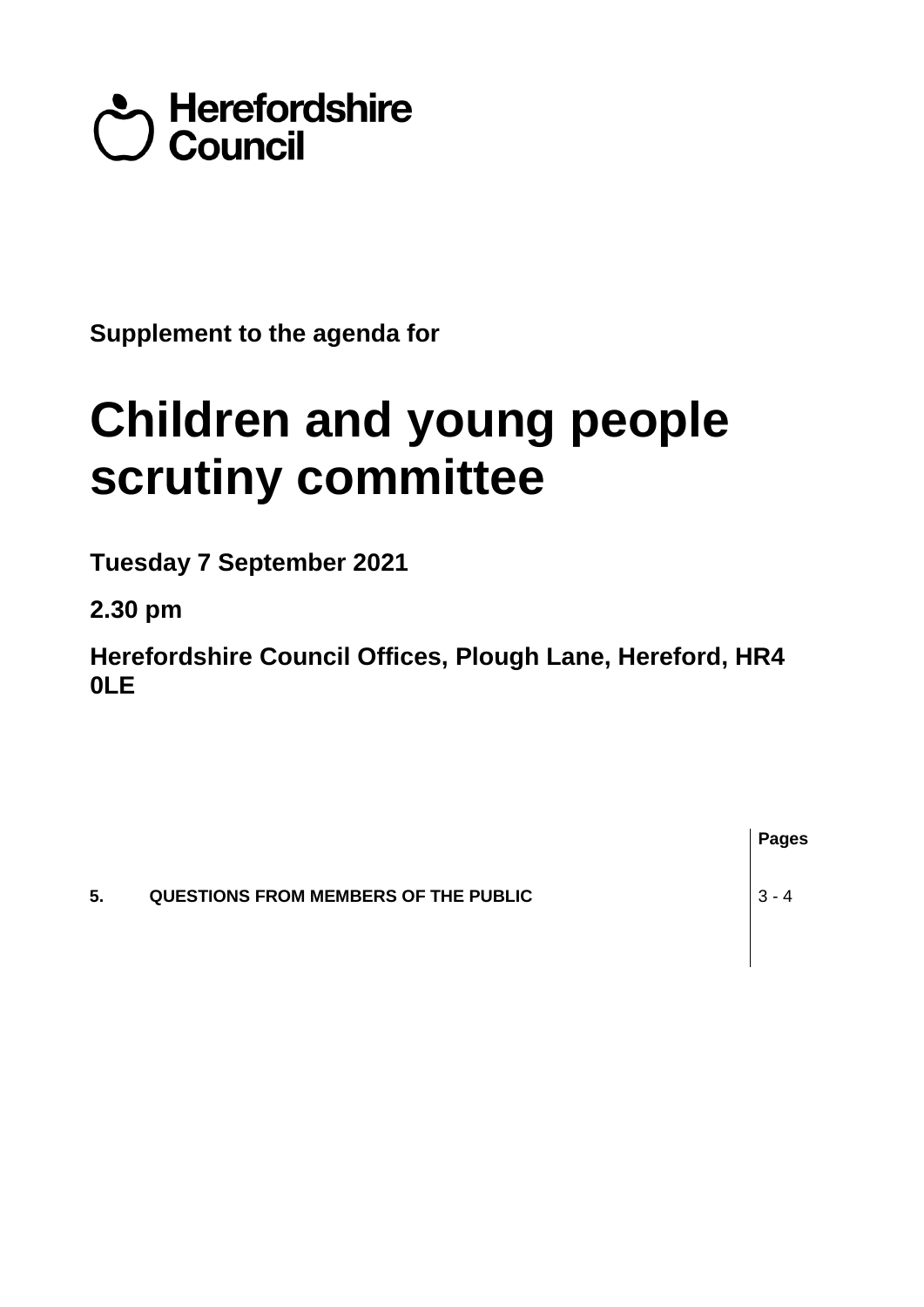Herefordshire Council

**Supplement to the agenda for**

# Children and young people scrutiny committee

**Tuesday 7 September 2021**

**2.30 pm**

**Herefordshire Council Offices, Plough Lane, Hereford, HR4 0LE**

| | | Pages |
|---|---|---|
| **5.** | **QUESTIONS FROM MEMBERS OF THE PUBLIC** | 3 - 4 |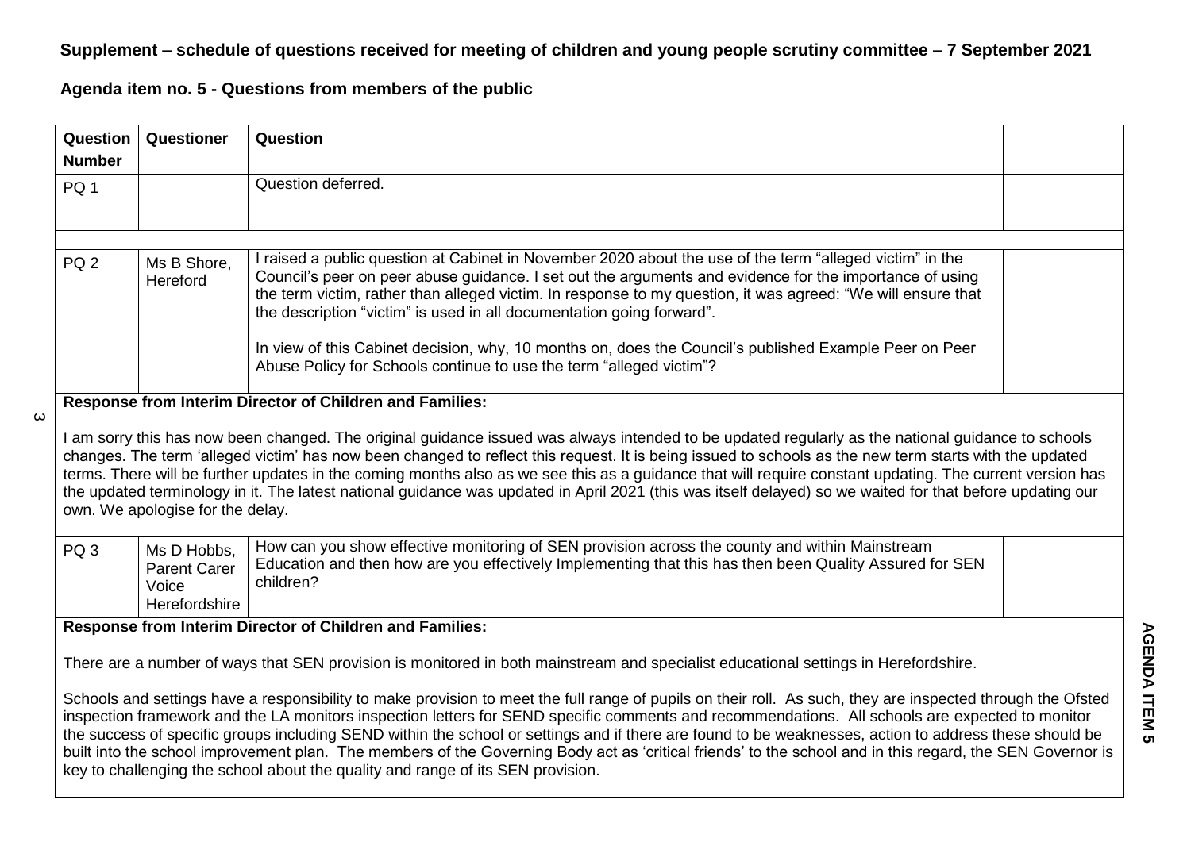**Supplement – schedule of questions received for meeting of children and young people scrutiny committee – 7 September 2021**

**Agenda item no. 5 - Questions from members of the public**

| Question Number | Questioner | Question | |
|---|---|---|---|
| PQ 1 | | Question deferred. | |
| PQ 2 | Ms B Shore, Hereford | I raised a public question at Cabinet in November 2020 about the use of the term "alleged victim" in the Council's peer on peer abuse guidance. I set out the arguments and evidence for the importance of using the term victim, rather than alleged victim. In response to my question, it was agreed: "We will ensure that the description "victim" is used in all documentation going forward".<br><br>In view of this Cabinet decision, why, 10 months on, does the Council's published Example Peer on Peer Abuse Policy for Schools continue to use the term "alleged victim"? | |
| **Response from Interim Director of Children and Families:**<br><br>I am sorry this has now been changed. The original guidance issued was always intended to be updated regularly as the national guidance to schools changes. The term 'alleged victim' has now been changed to reflect this request. It is being issued to schools as the new term starts with the updated terms. There will be further updates in the coming months also as we see this as a guidance that will require constant updating. The current version has the updated terminology in it. The latest national guidance was updated in April 2021 (this was itself delayed) so we waited for that before updating our own. We apologise for the delay. | | | |
| PQ 3 | Ms D Hobbs, Parent Carer Voice Herefordshire | How can you show effective monitoring of SEN provision across the county and within Mainstream Education and then how are you effectively Implementing that this has then been Quality Assured for SEN children? | |
| **Response from Interim Director of Children and Families:**<br><br>There are a number of ways that SEN provision is monitored in both mainstream and specialist educational settings in Herefordshire.<br><br>Schools and settings have a responsibility to make provision to meet the full range of pupils on their roll. As such, they are inspected through the Ofsted inspection framework and the LA monitors inspection letters for SEND specific comments and recommendations. All schools are expected to monitor the success of specific groups including SEND within the school or settings and if there are found to be weaknesses, action to address these should be built into the school improvement plan. The members of the Governing Body act as 'critical friends' to the school and in this regard, the SEN Governor is key to challenging the school about the quality and range of its SEN provision. | | | |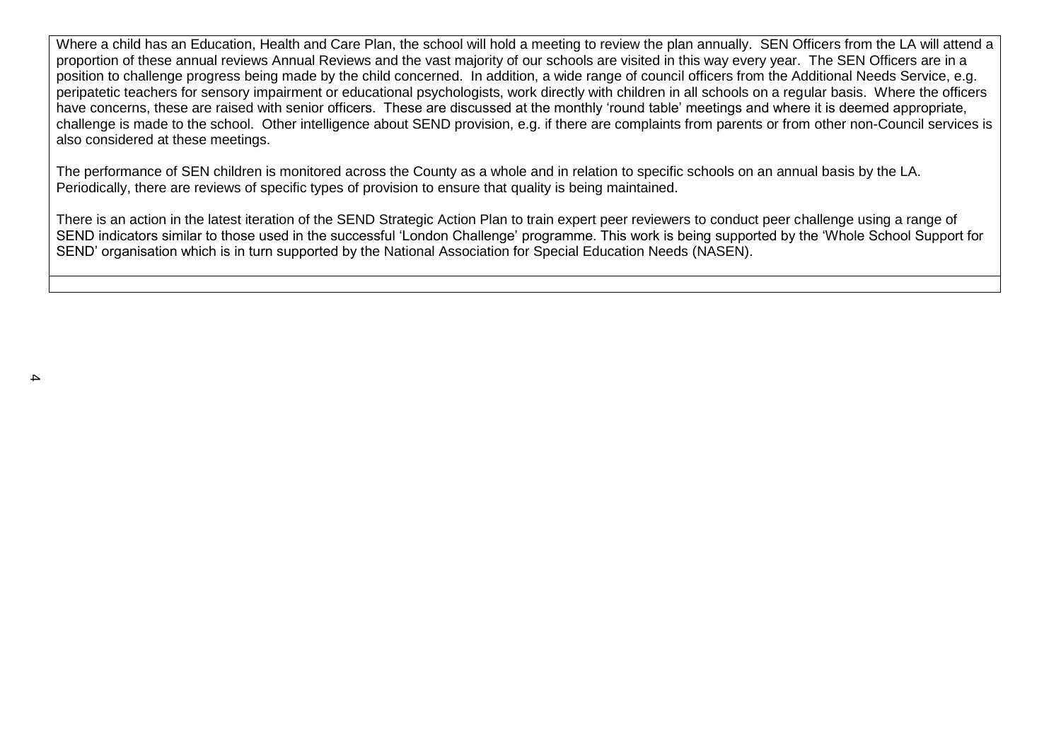Where a child has an Education, Health and Care Plan, the school will hold a meeting to review the plan annually. SEN Officers from the LA will attend a proportion of these annual reviews Annual Reviews and the vast majority of our schools are visited in this way every year. The SEN Officers are in a position to challenge progress being made by the child concerned. In addition, a wide range of council officers from the Additional Needs Service, e.g. peripatetic teachers for sensory impairment or educational psychologists, work directly with children in all schools on a regular basis. Where the officers have concerns, these are raised with senior officers. These are discussed at the monthly 'round table' meetings and where it is deemed appropriate, challenge is made to the school. Other intelligence about SEND provision, e.g. if there are complaints from parents or from other non-Council services is also considered at these meetings.

The performance of SEN children is monitored across the County as a whole and in relation to specific schools on an annual basis by the LA. Periodically, there are reviews of specific types of provision to ensure that quality is being maintained.

There is an action in the latest iteration of the SEND Strategic Action Plan to train expert peer reviewers to conduct peer challenge using a range of SEND indicators similar to those used in the successful 'London Challenge' programme. This work is being supported by the 'Whole School Support for SEND' organisation which is in turn supported by the National Association for Special Education Needs (NASEN).